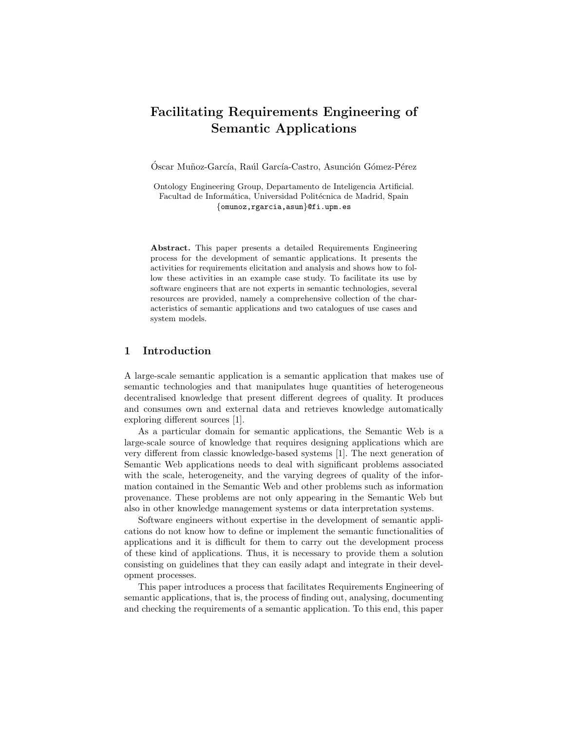# Facilitating Requirements Engineering of Semantic Applications

Óscar Muñoz-García, Raúl García-Castro, Asunción Gómez-Pérez

Ontology Engineering Group, Departamento de Inteligencia Artificial.
Facultad de Informática, Universidad Politécnica de Madrid, Spain
{omunoz,rgarcia,asun}@fi.upm.es

**Abstract.** This paper presents a detailed Requirements Engineering process for the development of semantic applications. It presents the activities for requirements elicitation and analysis and shows how to follow these activities in an example case study. To facilitate its use by software engineers that are not experts in semantic technologies, several resources are provided, namely a comprehensive collection of the characteristics of semantic applications and two catalogues of use cases and system models.

## 1 Introduction

A large-scale semantic application is a semantic application that makes use of semantic technologies and that manipulates huge quantities of heterogeneous decentralised knowledge that present different degrees of quality. It produces and consumes own and external data and retrieves knowledge automatically exploring different sources [1].

As a particular domain for semantic applications, the Semantic Web is a large-scale source of knowledge that requires designing applications which are very different from classic knowledge-based systems [1]. The next generation of Semantic Web applications needs to deal with significant problems associated with the scale, heterogeneity, and the varying degrees of quality of the information contained in the Semantic Web and other problems such as information provenance. These problems are not only appearing in the Semantic Web but also in other knowledge management systems or data interpretation systems.

Software engineers without expertise in the development of semantic applications do not know how to define or implement the semantic functionalities of applications and it is difficult for them to carry out the development process of these kind of applications. Thus, it is necessary to provide them a solution consisting on guidelines that they can easily adapt and integrate in their development processes.

This paper introduces a process that facilitates Requirements Engineering of semantic applications, that is, the process of finding out, analysing, documenting and checking the requirements of a semantic application. To this end, this paper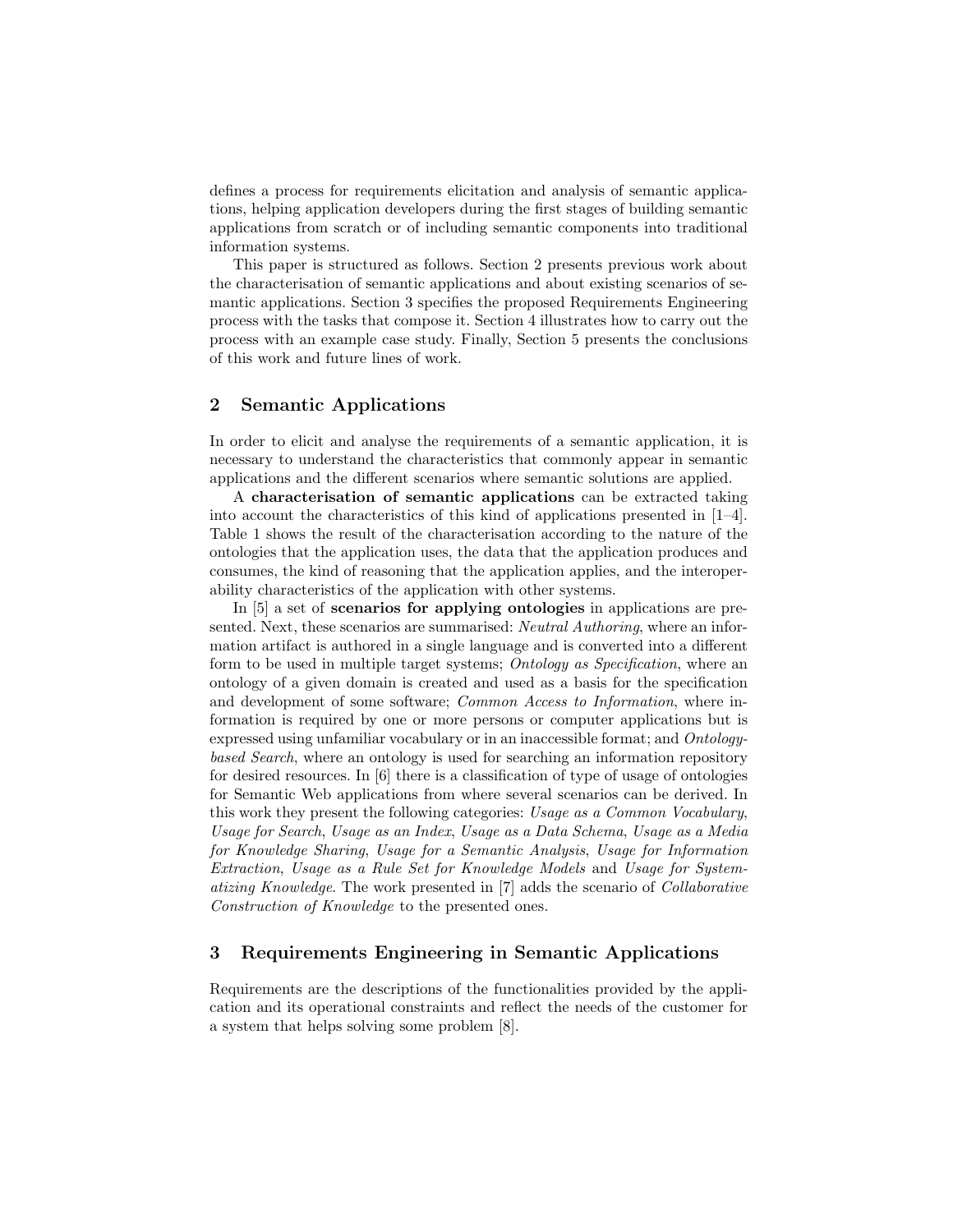defines a process for requirements elicitation and analysis of semantic applications, helping application developers during the first stages of building semantic applications from scratch or of including semantic components into traditional information systems.

This paper is structured as follows. Section 2 presents previous work about the characterisation of semantic applications and about existing scenarios of semantic applications. Section 3 specifies the proposed Requirements Engineering process with the tasks that compose it. Section 4 illustrates how to carry out the process with an example case study. Finally, Section 5 presents the conclusions of this work and future lines of work.

## 2 Semantic Applications

In order to elicit and analyse the requirements of a semantic application, it is necessary to understand the characteristics that commonly appear in semantic applications and the different scenarios where semantic solutions are applied.

A **characterisation of semantic applications** can be extracted taking into account the characteristics of this kind of applications presented in [1–4]. Table 1 shows the result of the characterisation according to the nature of the ontologies that the application uses, the data that the application produces and consumes, the kind of reasoning that the application applies, and the interoperability characteristics of the application with other systems.

In [5] a set of **scenarios for applying ontologies** in applications are presented. Next, these scenarios are summarised: *Neutral Authoring*, where an information artifact is authored in a single language and is converted into a different form to be used in multiple target systems; *Ontology as Specification*, where an ontology of a given domain is created and used as a basis for the specification and development of some software; *Common Access to Information*, where information is required by one or more persons or computer applications but is expressed using unfamiliar vocabulary or in an inaccessible format; and *Ontology-based Search*, where an ontology is used for searching an information repository for desired resources. In [6] there is a classification of type of usage of ontologies for Semantic Web applications from where several scenarios can be derived. In this work they present the following categories: *Usage as a Common Vocabulary*, *Usage for Search*, *Usage as an Index*, *Usage as a Data Schema*, *Usage as a Media for Knowledge Sharing*, *Usage for a Semantic Analysis*, *Usage for Information Extraction*, *Usage as a Rule Set for Knowledge Models* and *Usage for Systematizing Knowledge*. The work presented in [7] adds the scenario of *Collaborative Construction of Knowledge* to the presented ones.

## 3 Requirements Engineering in Semantic Applications

Requirements are the descriptions of the functionalities provided by the application and its operational constraints and reflect the needs of the customer for a system that helps solving some problem [8].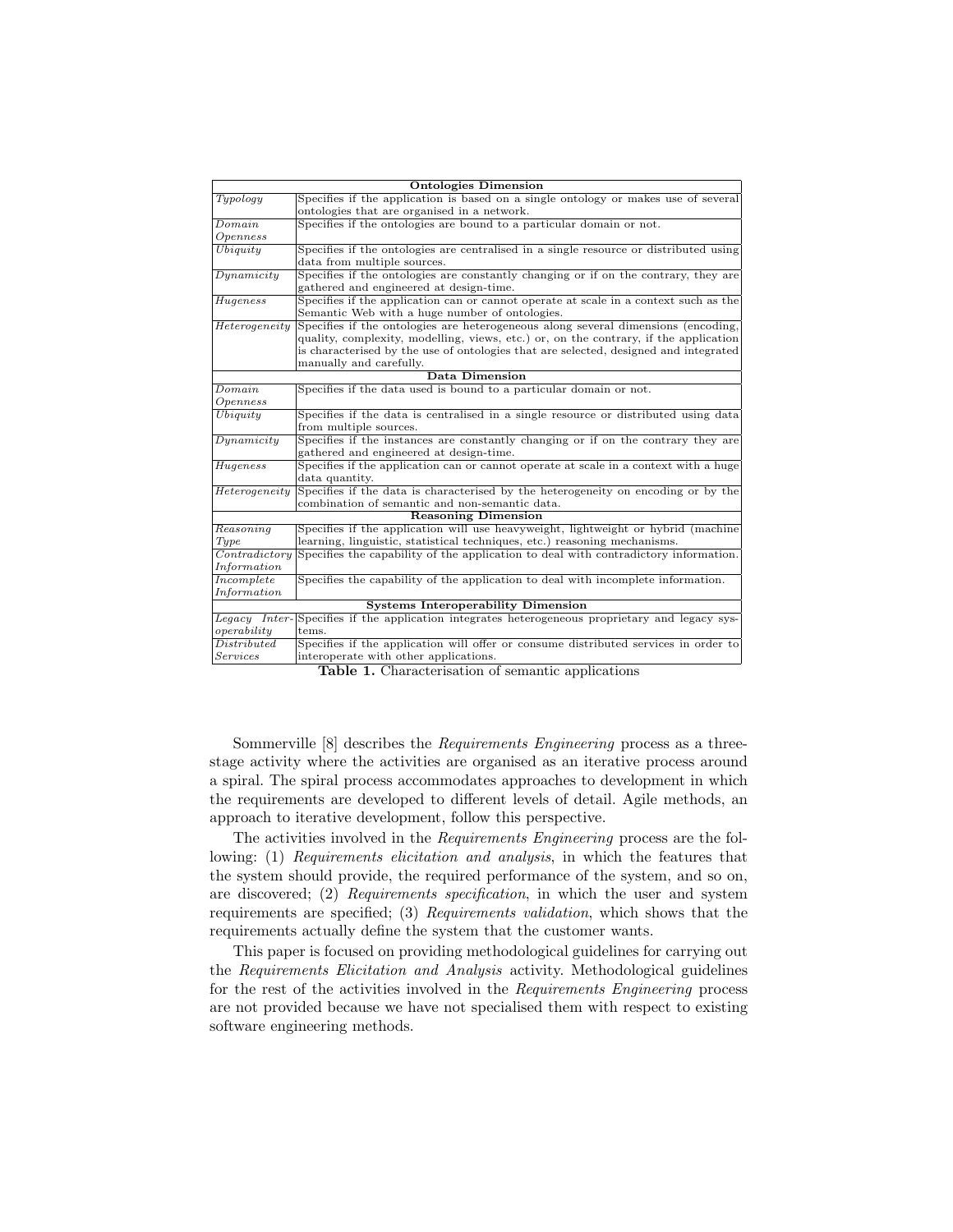| **Ontologies Dimension** | |
|---|---|
| *Typology* | Specifies if the application is based on a single ontology or makes use of several ontologies that are organised in a network. |
| *Domain Openness* | Specifies if the ontologies are bound to a particular domain or not. |
| *Ubiquity* | Specifies if the ontologies are centralised in a single resource or distributed using data from multiple sources. |
| *Dynamicity* | Specifies if the ontologies are constantly changing or if on the contrary, they are gathered and engineered at design-time. |
| *Hugeness* | Specifies if the application can or cannot operate at scale in a context such as the Semantic Web with a huge number of ontologies. |
| *Heterogeneity* | Specifies if the ontologies are heterogeneous along several dimensions (encoding, quality, complexity, modelling, views, etc.) or, on the contrary, if the application is characterised by the use of ontologies that are selected, designed and integrated manually and carefully. |
| **Data Dimension** | |
| *Domain Openness* | Specifies if the data used is bound to a particular domain or not. |
| *Ubiquity* | Specifies if the data is centralised in a single resource or distributed using data from multiple sources. |
| *Dynamicity* | Specifies if the instances are constantly changing or if on the contrary they are gathered and engineered at design-time. |
| *Hugeness* | Specifies if the application can or cannot operate at scale in a context with a huge data quantity. |
| *Heterogeneity* | Specifies if the data is characterised by the heterogeneity on encoding or by the combination of semantic and non-semantic data. |
| **Reasoning Dimension** | |
| *Reasoning Type* | Specifies if the application will use heavyweight, lightweight or hybrid (machine learning, linguistic, statistical techniques, etc.) reasoning mechanisms. |
| *Contradictory Information* | Specifies the capability of the application to deal with contradictory information. |
| *Incomplete Information* | Specifies the capability of the application to deal with incomplete information. |
| **Systems Interoperability Dimension** | |
| *Legacy Interoperability* | Specifies if the application integrates heterogeneous proprietary and legacy systems. |
| *Distributed Services* | Specifies if the application will offer or consume distributed services in order to interoperate with other applications. |

**Table 1.** Characterisation of semantic applications

Sommerville [8] describes the *Requirements Engineering* process as a three-stage activity where the activities are organised as an iterative process around a spiral. The spiral process accommodates approaches to development in which the requirements are developed to different levels of detail. Agile methods, an approach to iterative development, follow this perspective.

The activities involved in the *Requirements Engineering* process are the following: (1) *Requirements elicitation and analysis*, in which the features that the system should provide, the required performance of the system, and so on, are discovered; (2) *Requirements specification*, in which the user and system requirements are specified; (3) *Requirements validation*, which shows that the requirements actually define the system that the customer wants.

This paper is focused on providing methodological guidelines for carrying out the *Requirements Elicitation and Analysis* activity. Methodological guidelines for the rest of the activities involved in the *Requirements Engineering* process are not provided because we have not specialised them with respect to existing software engineering methods.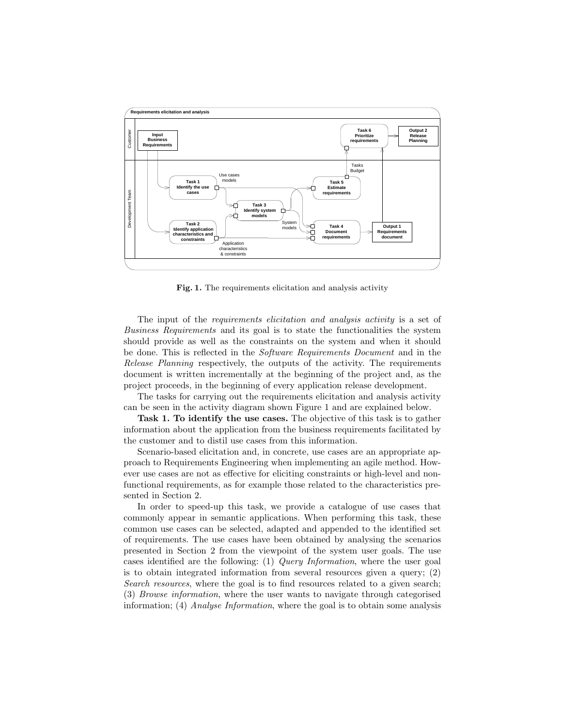**Fig. 1.** The requirements elicitation and analysis activity

The input of the *requirements elicitation and analysis activity* is a set of *Business Requirements* and its goal is to state the functionalities the system should provide as well as the constraints on the system and when it should be done. This is reflected in the *Software Requirements Document* and in the *Release Planning* respectively, the outputs of the activity. The requirements document is written incrementally at the beginning of the project and, as the project proceeds, in the beginning of every application release development.

The tasks for carrying out the requirements elicitation and analysis activity can be seen in the activity diagram shown Figure 1 and are explained below.

**Task 1. To identify the use cases.** The objective of this task is to gather information about the application from the business requirements facilitated by the customer and to distil use cases from this information.

Scenario-based elicitation and, in concrete, use cases are an appropriate approach to Requirements Engineering when implementing an agile method. However use cases are not as effective for eliciting constraints or high-level and non-functional requirements, as for example those related to the characteristics presented in Section 2.

In order to speed-up this task, we provide a catalogue of use cases that commonly appear in semantic applications. When performing this task, these common use cases can be selected, adapted and appended to the identified set of requirements. The use cases have been obtained by analysing the scenarios presented in Section 2 from the viewpoint of the system user goals. The use cases identified are the following: (1) *Query Information*, where the user goal is to obtain integrated information from several resources given a query; (2) *Search resources*, where the goal is to find resources related to a given search; (3) *Browse information*, where the user wants to navigate through categorised information; (4) *Analyse Information*, where the goal is to obtain some analysis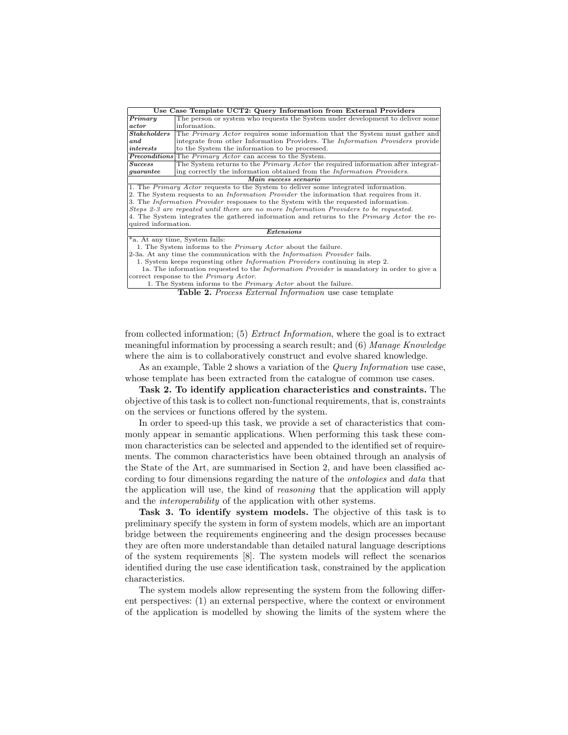| Use Case Template UCT2: Query Information from External Providers | |
|---|---|
| ***Primary actor*** | The person or system who requests the System under development to deliver some information. |
| ***Stakeholders and interests*** | The *Primary Actor* requires some information that the System must gather and integrate from other Information Providers. The *Information Providers* provide to the System the information to be processed. |
| ***Preconditions*** | The *Primary Actor* can access to the System. |
| ***Success guarantee*** | The System returns to the *Primary Actor* the required information after integrating correctly the information obtained from the *Information Providers*. |
| ***Main success scenario*** | |
| 1. The *Primary Actor* requests to the System to deliver some integrated information.<br>2. The System requests to an *Information Provider* the information that requires from it.<br>3. The *Information Provider* responses to the System with the requested information.<br>*Steps 2-3 are repeated until there are no more Information Providers to be requested.*<br>4. The System integrates the gathered information and returns to the *Primary Actor* the required information. | |
| ***Extensions*** | |
| *a. At any time, System fails:<br>1. The System informs to the *Primary Actor* about the failure.<br>2-3a. At any time the communication with the *Information Provider* fails.<br>1. System keeps requesting other *Information Providers* continuing in step 2.<br>1a. The information requested to the *Information Provider* is mandatory in order to give a correct response to the *Primary Actor*.<br>1. The System informs to the *Primary Actor* about the failure. | |

**Table 2.** *Process External Information* use case template

from collected information; (5) *Extract Information*, where the goal is to extract meaningful information by processing a search result; and (6) *Manage Knowledge* where the aim is to collaboratively construct and evolve shared knowledge.

As an example, Table 2 shows a variation of the *Query Information* use case, whose template has been extracted from the catalogue of common use cases.

**Task 2. To identify application characteristics and constraints.** The objective of this task is to collect non-functional requirements, that is, constraints on the services or functions offered by the system.

In order to speed-up this task, we provide a set of characteristics that commonly appear in semantic applications. When performing this task these common characteristics can be selected and appended to the identified set of requirements. The common characteristics have been obtained through an analysis of the State of the Art, are summarised in Section 2, and have been classified according to four dimensions regarding the nature of the *ontologies* and *data* that the application will use, the kind of *reasoning* that the application will apply and the *interoperability* of the application with other systems.

**Task 3. To identify system models.** The objective of this task is to preliminary specify the system in form of system models, which are an important bridge between the requirements engineering and the design processes because they are often more understandable than detailed natural language descriptions of the system requirements [8]. The system models will reflect the scenarios identified during the use case identification task, constrained by the application characteristics.

The system models allow representing the system from the following different perspectives: (1) an external perspective, where the context or environment of the application is modelled by showing the limits of the system where the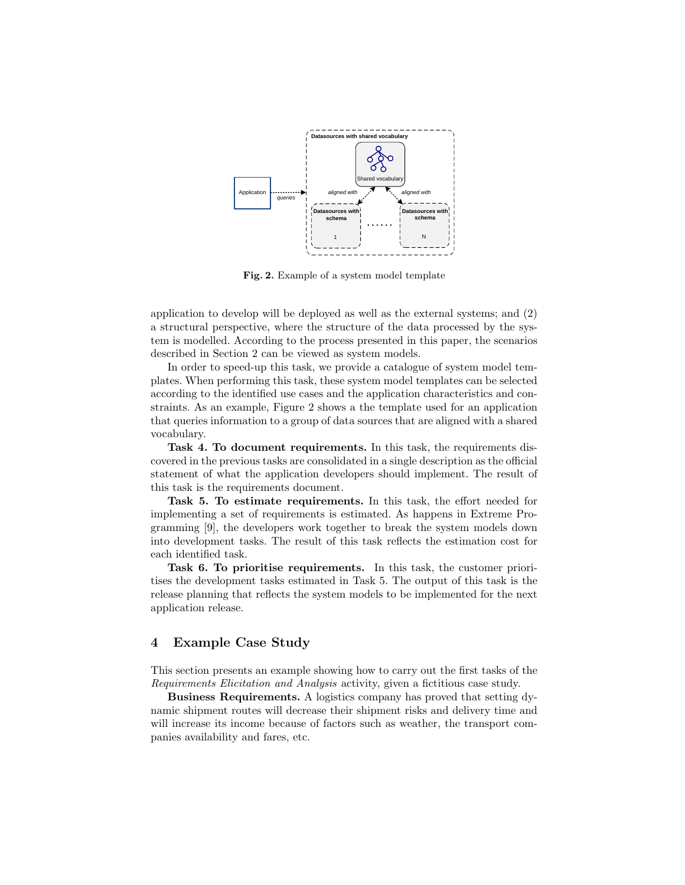**Fig. 2.** Example of a system model template

application to develop will be deployed as well as the external systems; and (2) a structural perspective, where the structure of the data processed by the system is modelled. According to the process presented in this paper, the scenarios described in Section 2 can be viewed as system models.

In order to speed-up this task, we provide a catalogue of system model templates. When performing this task, these system model templates can be selected according to the identified use cases and the application characteristics and constraints. As an example, Figure 2 shows a the template used for an application that queries information to a group of data sources that are aligned with a shared vocabulary.

**Task 4. To document requirements.** In this task, the requirements discovered in the previous tasks are consolidated in a single description as the official statement of what the application developers should implement. The result of this task is the requirements document.

**Task 5. To estimate requirements.** In this task, the effort needed for implementing a set of requirements is estimated. As happens in Extreme Programming [9], the developers work together to break the system models down into development tasks. The result of this task reflects the estimation cost for each identified task.

**Task 6. To prioritise requirements.** In this task, the customer prioritises the development tasks estimated in Task 5. The output of this task is the release planning that reflects the system models to be implemented for the next application release.

## 4 Example Case Study

This section presents an example showing how to carry out the first tasks of the *Requirements Elicitation and Analysis* activity, given a fictitious case study.

**Business Requirements.** A logistics company has proved that setting dynamic shipment routes will decrease their shipment risks and delivery time and will increase its income because of factors such as weather, the transport companies availability and fares, etc.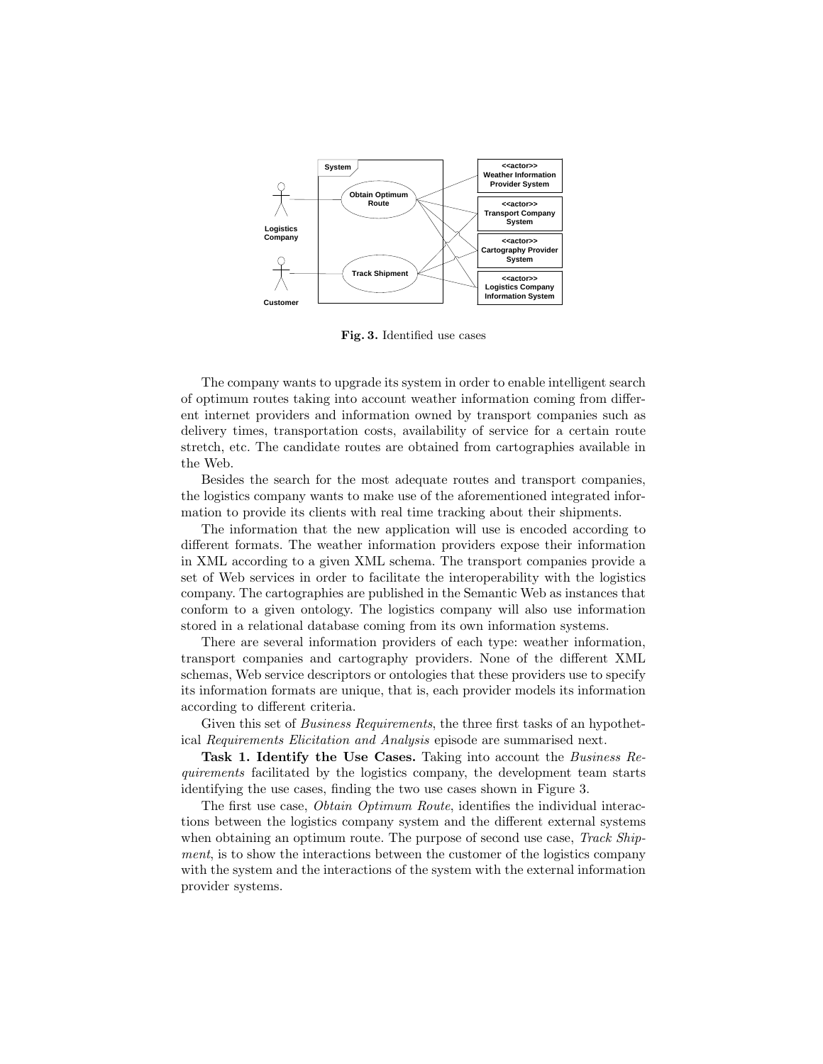**Fig. 3.** Identified use cases

The company wants to upgrade its system in order to enable intelligent search of optimum routes taking into account weather information coming from different internet providers and information owned by transport companies such as delivery times, transportation costs, availability of service for a certain route stretch, etc. The candidate routes are obtained from cartographies available in the Web.

Besides the search for the most adequate routes and transport companies, the logistics company wants to make use of the aforementioned integrated information to provide its clients with real time tracking about their shipments.

The information that the new application will use is encoded according to different formats. The weather information providers expose their information in XML according to a given XML schema. The transport companies provide a set of Web services in order to facilitate the interoperability with the logistics company. The cartographies are published in the Semantic Web as instances that conform to a given ontology. The logistics company will also use information stored in a relational database coming from its own information systems.

There are several information providers of each type: weather information, transport companies and cartography providers. None of the different XML schemas, Web service descriptors or ontologies that these providers use to specify its information formats are unique, that is, each provider models its information according to different criteria.

Given this set of *Business Requirements*, the three first tasks of an hypothetical *Requirements Elicitation and Analysis* episode are summarised next.

**Task 1. Identify the Use Cases.** Taking into account the *Business Requirements* facilitated by the logistics company, the development team starts identifying the use cases, finding the two use cases shown in Figure 3.

The first use case, *Obtain Optimum Route*, identifies the individual interactions between the logistics company system and the different external systems when obtaining an optimum route. The purpose of second use case, *Track Shipment*, is to show the interactions between the customer of the logistics company with the system and the interactions of the system with the external information provider systems.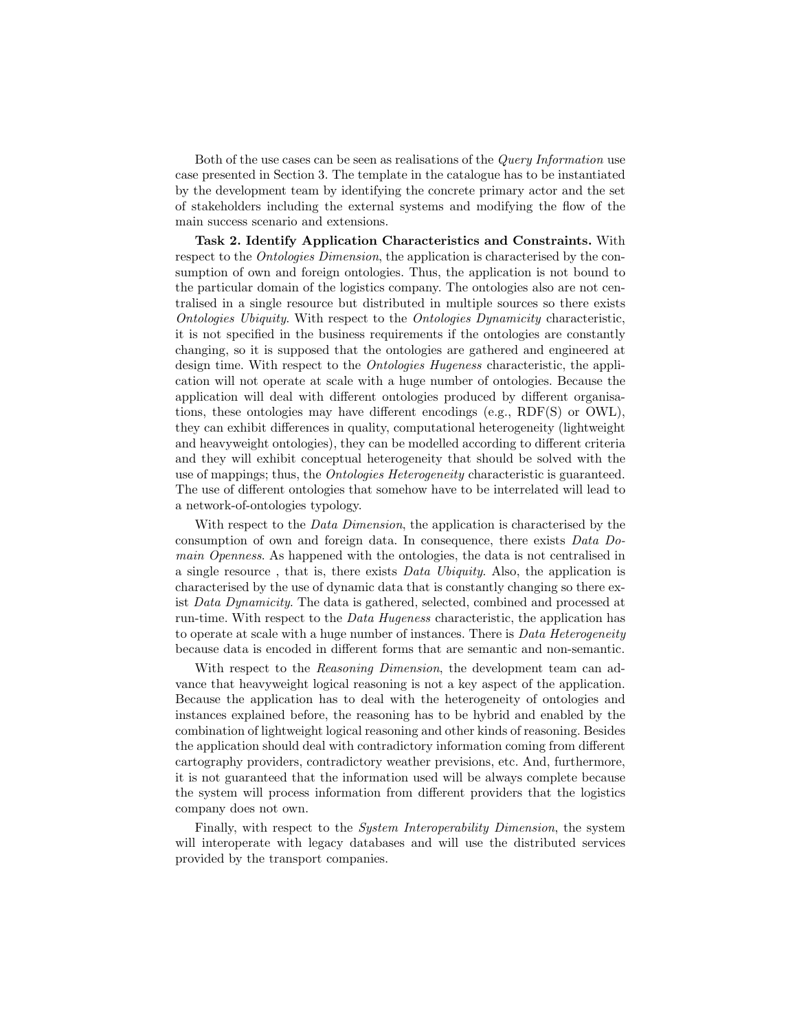Both of the use cases can be seen as realisations of the *Query Information* use case presented in Section 3. The template in the catalogue has to be instantiated by the development team by identifying the concrete primary actor and the set of stakeholders including the external systems and modifying the flow of the main success scenario and extensions.

**Task 2. Identify Application Characteristics and Constraints.** With respect to the *Ontologies Dimension*, the application is characterised by the consumption of own and foreign ontologies. Thus, the application is not bound to the particular domain of the logistics company. The ontologies also are not centralised in a single resource but distributed in multiple sources so there exists *Ontologies Ubiquity*. With respect to the *Ontologies Dynamicity* characteristic, it is not specified in the business requirements if the ontologies are constantly changing, so it is supposed that the ontologies are gathered and engineered at design time. With respect to the *Ontologies Hugeness* characteristic, the application will not operate at scale with a huge number of ontologies. Because the application will deal with different ontologies produced by different organisations, these ontologies may have different encodings (e.g., RDF(S) or OWL), they can exhibit differences in quality, computational heterogeneity (lightweight and heavyweight ontologies), they can be modelled according to different criteria and they will exhibit conceptual heterogeneity that should be solved with the use of mappings; thus, the *Ontologies Heterogeneity* characteristic is guaranteed. The use of different ontologies that somehow have to be interrelated will lead to a network-of-ontologies typology.

With respect to the *Data Dimension*, the application is characterised by the consumption of own and foreign data. In consequence, there exists *Data Domain Openness*. As happened with the ontologies, the data is not centralised in a single resource , that is, there exists *Data Ubiquity*. Also, the application is characterised by the use of dynamic data that is constantly changing so there exist *Data Dynamicity*. The data is gathered, selected, combined and processed at run-time. With respect to the *Data Hugeness* characteristic, the application has to operate at scale with a huge number of instances. There is *Data Heterogeneity* because data is encoded in different forms that are semantic and non-semantic.

With respect to the *Reasoning Dimension*, the development team can advance that heavyweight logical reasoning is not a key aspect of the application. Because the application has to deal with the heterogeneity of ontologies and instances explained before, the reasoning has to be hybrid and enabled by the combination of lightweight logical reasoning and other kinds of reasoning. Besides the application should deal with contradictory information coming from different cartography providers, contradictory weather previsions, etc. And, furthermore, it is not guaranteed that the information used will be always complete because the system will process information from different providers that the logistics company does not own.

Finally, with respect to the *System Interoperability Dimension*, the system will interoperate with legacy databases and will use the distributed services provided by the transport companies.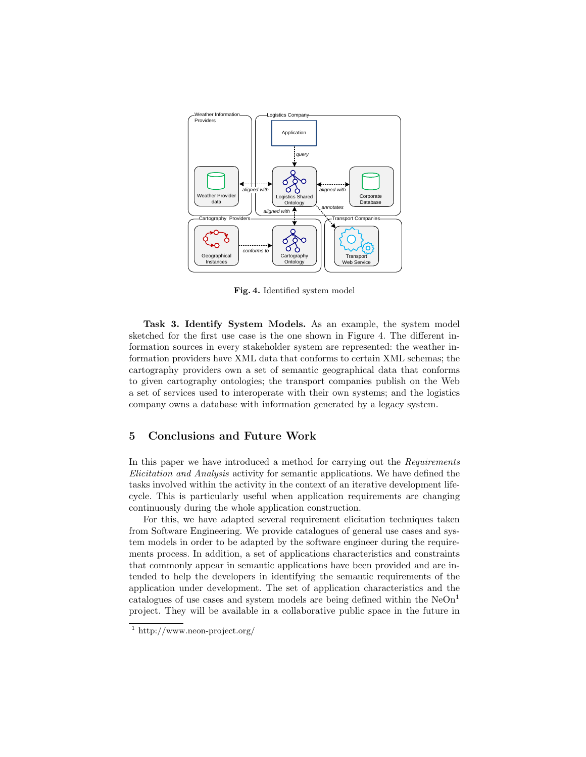Fig. 4. Identified system model

**Task 3. Identify System Models.** As an example, the system model sketched for the first use case is the one shown in Figure 4. The different information sources in every stakeholder system are represented: the weather information providers have XML data that conforms to certain XML schemas; the cartography providers own a set of semantic geographical data that conforms to given cartography ontologies; the transport companies publish on the Web a set of services used to interoperate with their own systems; and the logistics company owns a database with information generated by a legacy system.

## 5 Conclusions and Future Work

In this paper we have introduced a method for carrying out the *Requirements Elicitation and Analysis* activity for semantic applications. We have defined the tasks involved within the activity in the context of an iterative development lifecycle. This is particularly useful when application requirements are changing continuously during the whole application construction.

For this, we have adapted several requirement elicitation techniques taken from Software Engineering. We provide catalogues of general use cases and system models in order to be adapted by the software engineer during the requirements process. In addition, a set of applications characteristics and constraints that commonly appear in semantic applications have been provided and are intended to help the developers in identifying the semantic requirements of the application under development. The set of application characteristics and the catalogues of use cases and system models are being defined within the NeOn[1] project. They will be available in a collaborative public space in the future in

[1] http://www.neon-project.org/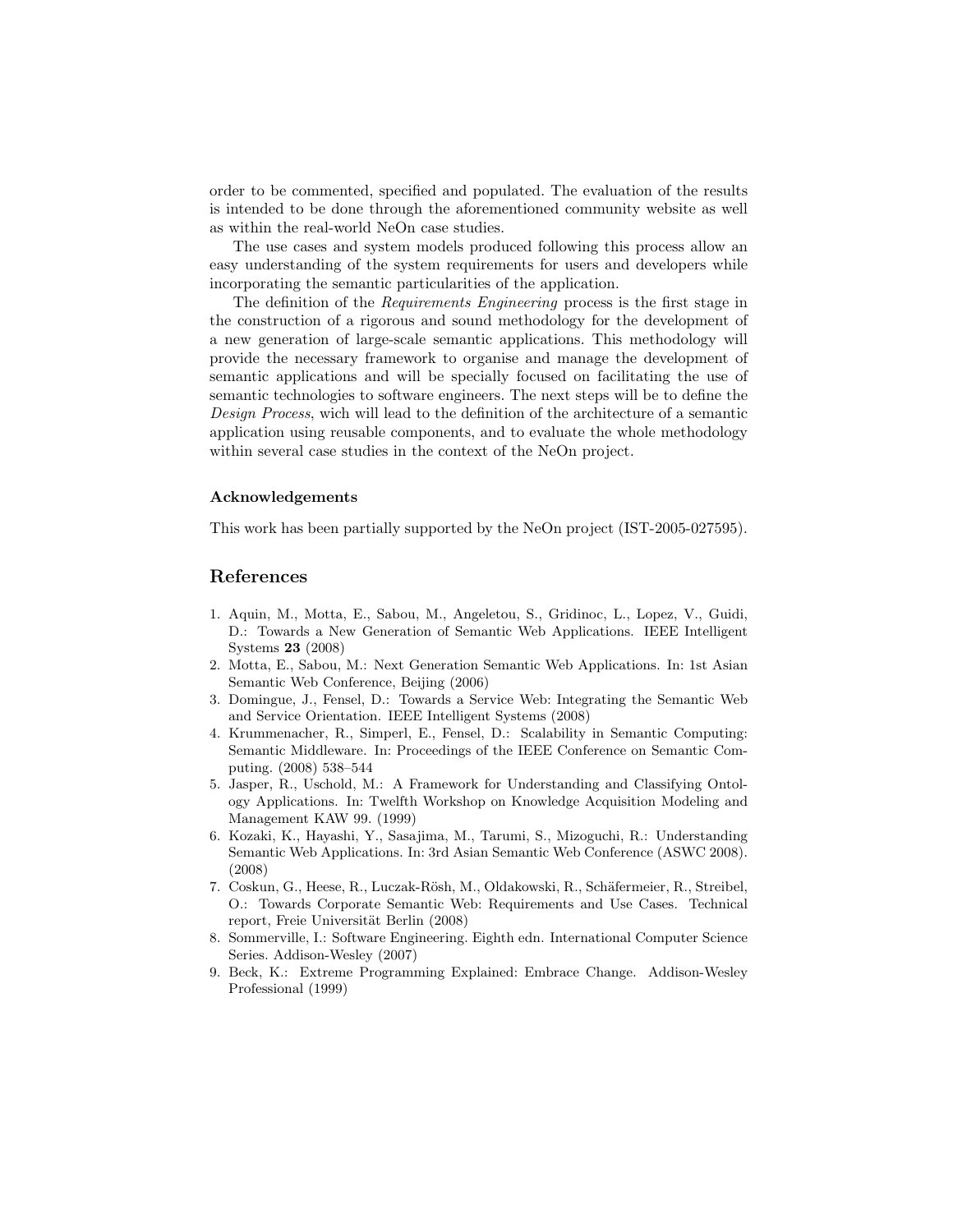order to be commented, specified and populated. The evaluation of the results is intended to be done through the aforementioned community website as well as within the real-world NeOn case studies.

The use cases and system models produced following this process allow an easy understanding of the system requirements for users and developers while incorporating the semantic particularities of the application.

The definition of the *Requirements Engineering* process is the first stage in the construction of a rigorous and sound methodology for the development of a new generation of large-scale semantic applications. This methodology will provide the necessary framework to organise and manage the development of semantic applications and will be specially focused on facilitating the use of semantic technologies to software engineers. The next steps will be to define the *Design Process*, wich will lead to the definition of the architecture of a semantic application using reusable components, and to evaluate the whole methodology within several case studies in the context of the NeOn project.

### Acknowledgements

This work has been partially supported by the NeOn project (IST-2005-027595).

## References

1. Aquin, M., Motta, E., Sabou, M., Angeletou, S., Gridinoc, L., Lopez, V., Guidi, D.: Towards a New Generation of Semantic Web Applications. IEEE Intelligent Systems **23** (2008)
2. Motta, E., Sabou, M.: Next Generation Semantic Web Applications. In: 1st Asian Semantic Web Conference, Beijing (2006)
3. Domingue, J., Fensel, D.: Towards a Service Web: Integrating the Semantic Web and Service Orientation. IEEE Intelligent Systems (2008)
4. Krummenacher, R., Simperl, E., Fensel, D.: Scalability in Semantic Computing: Semantic Middleware. In: Proceedings of the IEEE Conference on Semantic Computing. (2008) 538–544
5. Jasper, R., Uschold, M.: A Framework for Understanding and Classifying Ontology Applications. In: Twelfth Workshop on Knowledge Acquisition Modeling and Management KAW 99. (1999)
6. Kozaki, K., Hayashi, Y., Sasajima, M., Tarumi, S., Mizoguchi, R.: Understanding Semantic Web Applications. In: 3rd Asian Semantic Web Conference (ASWC 2008). (2008)
7. Coskun, G., Heese, R., Luczak-Rösh, M., Oldakowski, R., Schäfermeier, R., Streibel, O.: Towards Corporate Semantic Web: Requirements and Use Cases. Technical report, Freie Universität Berlin (2008)
8. Sommerville, I.: Software Engineering. Eighth edn. International Computer Science Series. Addison-Wesley (2007)
9. Beck, K.: Extreme Programming Explained: Embrace Change. Addison-Wesley Professional (1999)